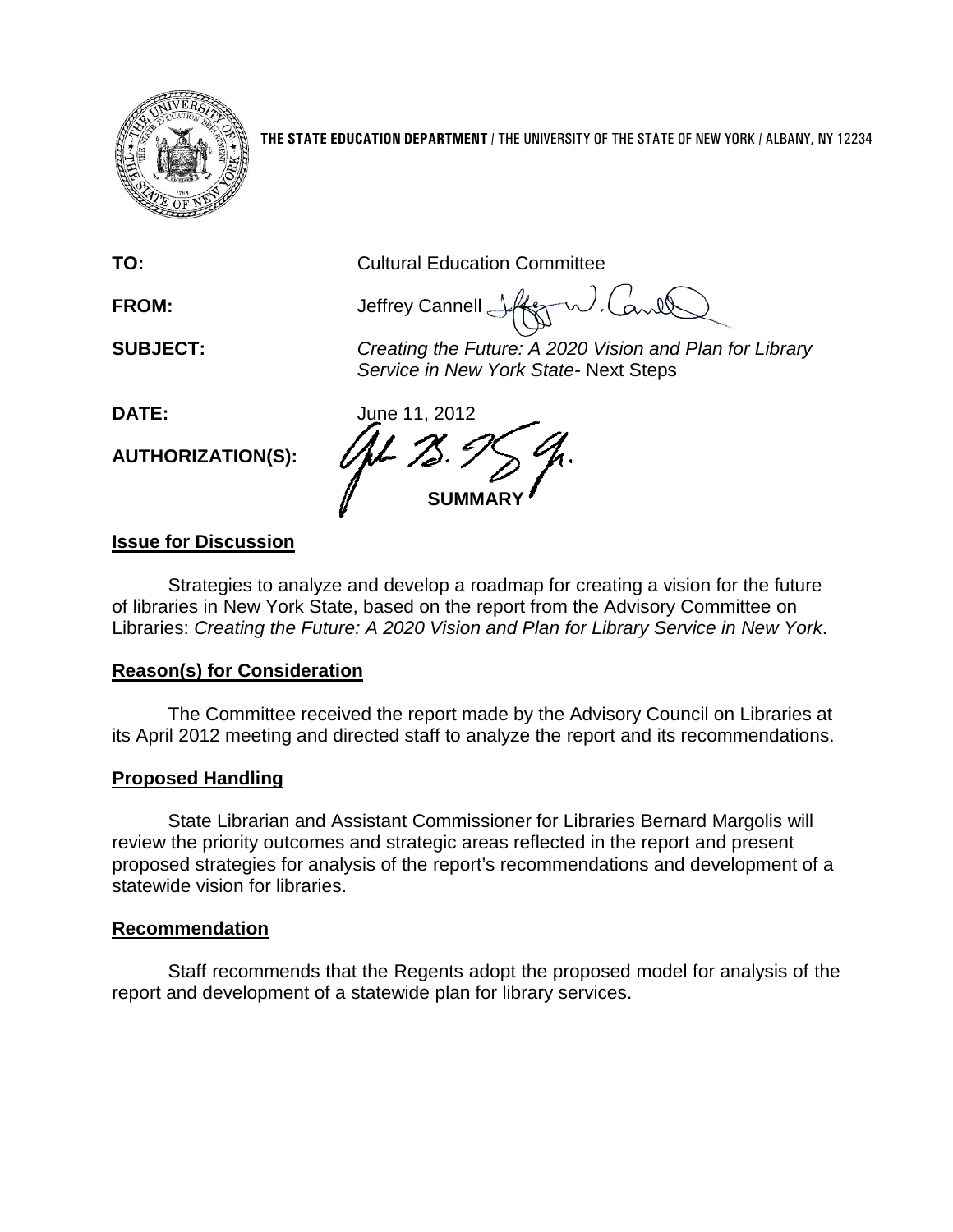**THE STATE EDUCATION DEPARTMENT** / THE UNIVERSITY OF THE STATE OF NEW YORK / ALBANY, NY 12234

**TO:** Cultural Education Committee

**FROM:** Jeffrey Cannell

**SUBJECT:** *Creating the Future: A 2020 Vision and Plan for Library Service in New York State*- Next Steps

**DATE:** June 11, 2012

**AUTHORIZATION(S):**

**SUMMARY**

## Issue for Discussion

Strategies to analyze and develop a roadmap for creating a vision for the future of libraries in New York State, based on the report from the Advisory Committee on Libraries: *Creating the Future: A 2020 Vision and Plan for Library Service in New York*.

## Reason(s) for Consideration

The Committee received the report made by the Advisory Council on Libraries at its April 2012 meeting and directed staff to analyze the report and its recommendations.

## Proposed Handling

State Librarian and Assistant Commissioner for Libraries Bernard Margolis will review the priority outcomes and strategic areas reflected in the report and present proposed strategies for analysis of the report's recommendations and development of a statewide vision for libraries.

## Recommendation

Staff recommends that the Regents adopt the proposed model for analysis of the report and development of a statewide plan for library services.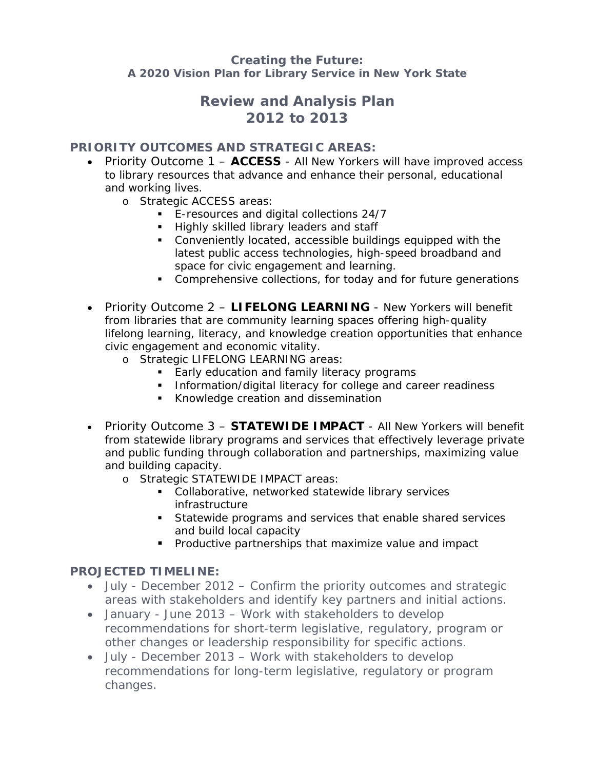**Creating the Future:**
**A 2020 Vision Plan for Library Service in New York State**

# Review and Analysis Plan
# 2012 to 2013

## PRIORITY OUTCOMES AND STRATEGIC AREAS:

- Priority Outcome 1 – **ACCESS** - All New Yorkers will have improved access to library resources that advance and enhance their personal, educational and working lives.
  - Strategic ACCESS areas:
    - E-resources and digital collections 24/7
    - Highly skilled library leaders and staff
    - Conveniently located, accessible buildings equipped with the latest public access technologies, high-speed broadband and space for civic engagement and learning.
    - Comprehensive collections, for today and for future generations

- Priority Outcome 2 – **LIFELONG LEARNING** - New Yorkers will benefit from libraries that are community learning spaces offering high-quality lifelong learning, literacy, and knowledge creation opportunities that enhance civic engagement and economic vitality.
  - Strategic LIFELONG LEARNING areas:
    - Early education and family literacy programs
    - Information/digital literacy for college and career readiness
    - Knowledge creation and dissemination

- Priority Outcome 3 – **STATEWIDE IMPACT** - All New Yorkers will benefit from statewide library programs and services that effectively leverage private and public funding through collaboration and partnerships, maximizing value and building capacity.
  - Strategic STATEWIDE IMPACT areas:
    - Collaborative, networked statewide library services infrastructure
    - Statewide programs and services that enable shared services and build local capacity
    - Productive partnerships that maximize value and impact

## PROJECTED TIMELINE:

- July - December 2012 – Confirm the priority outcomes and strategic areas with stakeholders and identify key partners and initial actions.
- January - June 2013 – Work with stakeholders to develop recommendations for short-term legislative, regulatory, program or other changes or leadership responsibility for specific actions.
- July - December 2013 – Work with stakeholders to develop recommendations for long-term legislative, regulatory or program changes.